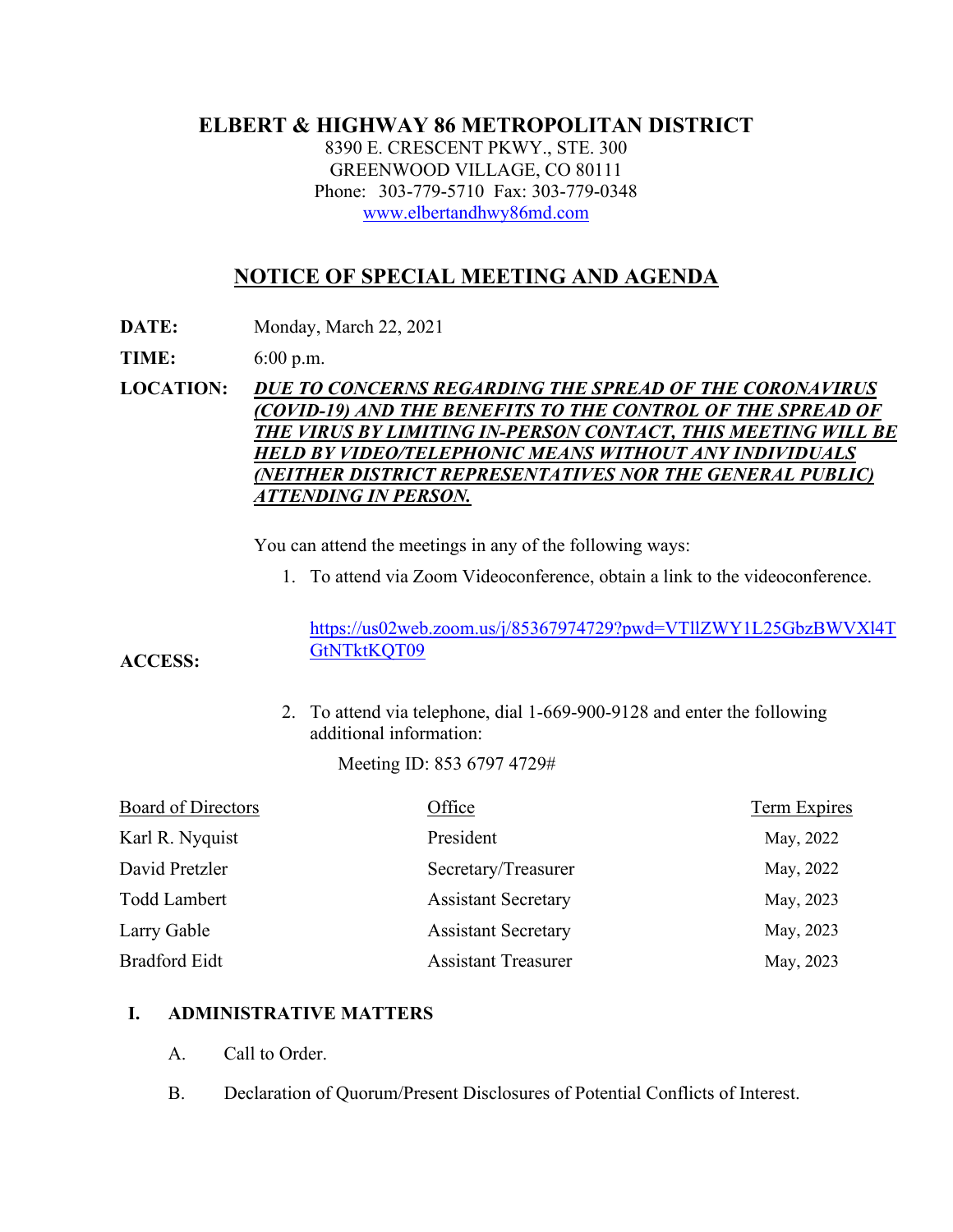# ELBERT & HIGHWAY 86 METROPOLITAN DISTRICT

8390 E. CRESCENT PKWY., STE. 300
GREENWOOD VILLAGE, CO 80111
Phone: 303-779-5710 Fax: 303-779-0348
www.elbertandhwy86md.com

## NOTICE OF SPECIAL MEETING AND AGENDA

**DATE:** Monday, March 22, 2021

**TIME:** 6:00 p.m.

**LOCATION:** ***DUE TO CONCERNS REGARDING THE SPREAD OF THE CORONAVIRUS (COVID-19) AND THE BENEFITS TO THE CONTROL OF THE SPREAD OF THE VIRUS BY LIMITING IN-PERSON CONTACT, THIS MEETING WILL BE HELD BY VIDEO/TELEPHONIC MEANS WITHOUT ANY INDIVIDUALS (NEITHER DISTRICT REPRESENTATIVES NOR THE GENERAL PUBLIC) ATTENDING IN PERSON.***

**ACCESS:** You can attend the meetings in any of the following ways:

1. To attend via Zoom Videoconference, obtain a link to the videoconference.

   https://us02web.zoom.us/j/85367974729?pwd=VTllZWY1L25GbzBWVXl4TGtNTktKQT09

2. To attend via telephone, dial 1-669-900-9128 and enter the following additional information:

   Meeting ID: 853 6797 4729#

| Board of Directors | Office | Term Expires |
|---|---|---|
| Karl R. Nyquist | President | May, 2022 |
| David Pretzler | Secretary/Treasurer | May, 2022 |
| Todd Lambert | Assistant Secretary | May, 2023 |
| Larry Gable | Assistant Secretary | May, 2023 |
| Bradford Eidt | Assistant Treasurer | May, 2023 |

**I. ADMINISTRATIVE MATTERS**

A. Call to Order.

B. Declaration of Quorum/Present Disclosures of Potential Conflicts of Interest.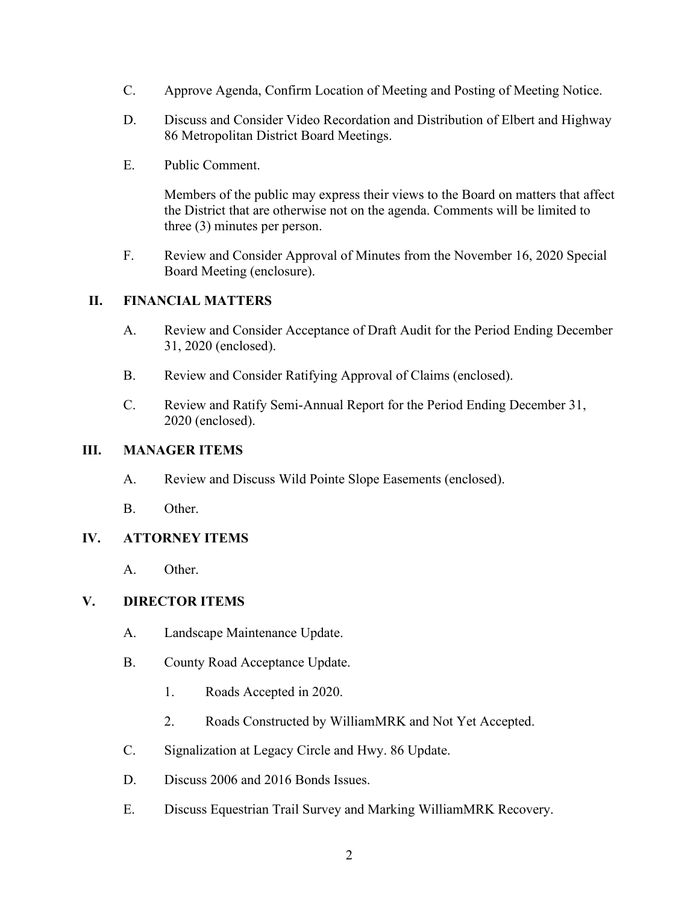C. Approve Agenda, Confirm Location of Meeting and Posting of Meeting Notice.

D. Discuss and Consider Video Recordation and Distribution of Elbert and Highway 86 Metropolitan District Board Meetings.

E. Public Comment.

   Members of the public may express their views to the Board on matters that affect the District that are otherwise not on the agenda. Comments will be limited to three (3) minutes per person.

F. Review and Consider Approval of Minutes from the November 16, 2020 Special Board Meeting (enclosure).

## II. FINANCIAL MATTERS

A. Review and Consider Acceptance of Draft Audit for the Period Ending December 31, 2020 (enclosed).

B. Review and Consider Ratifying Approval of Claims (enclosed).

C. Review and Ratify Semi-Annual Report for the Period Ending December 31, 2020 (enclosed).

## III. MANAGER ITEMS

A. Review and Discuss Wild Pointe Slope Easements (enclosed).

B. Other.

## IV. ATTORNEY ITEMS

A. Other.

## V. DIRECTOR ITEMS

A. Landscape Maintenance Update.

B. County Road Acceptance Update.

   1. Roads Accepted in 2020.

   2. Roads Constructed by WilliamMRK and Not Yet Accepted.

C. Signalization at Legacy Circle and Hwy. 86 Update.

D. Discuss 2006 and 2016 Bonds Issues.

E. Discuss Equestrian Trail Survey and Marking WilliamMRK Recovery.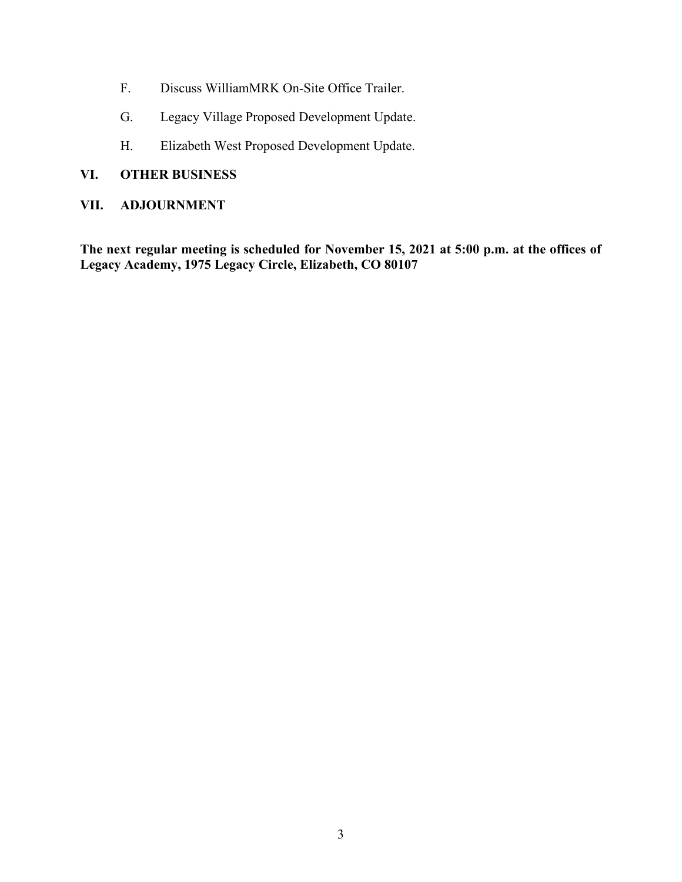F. Discuss WilliamMRK On-Site Office Trailer.

G. Legacy Village Proposed Development Update.

H. Elizabeth West Proposed Development Update.

## VI. OTHER BUSINESS

## VII. ADJOURNMENT

**The next regular meeting is scheduled for November 15, 2021 at 5:00 p.m. at the offices of Legacy Academy, 1975 Legacy Circle, Elizabeth, CO 80107**